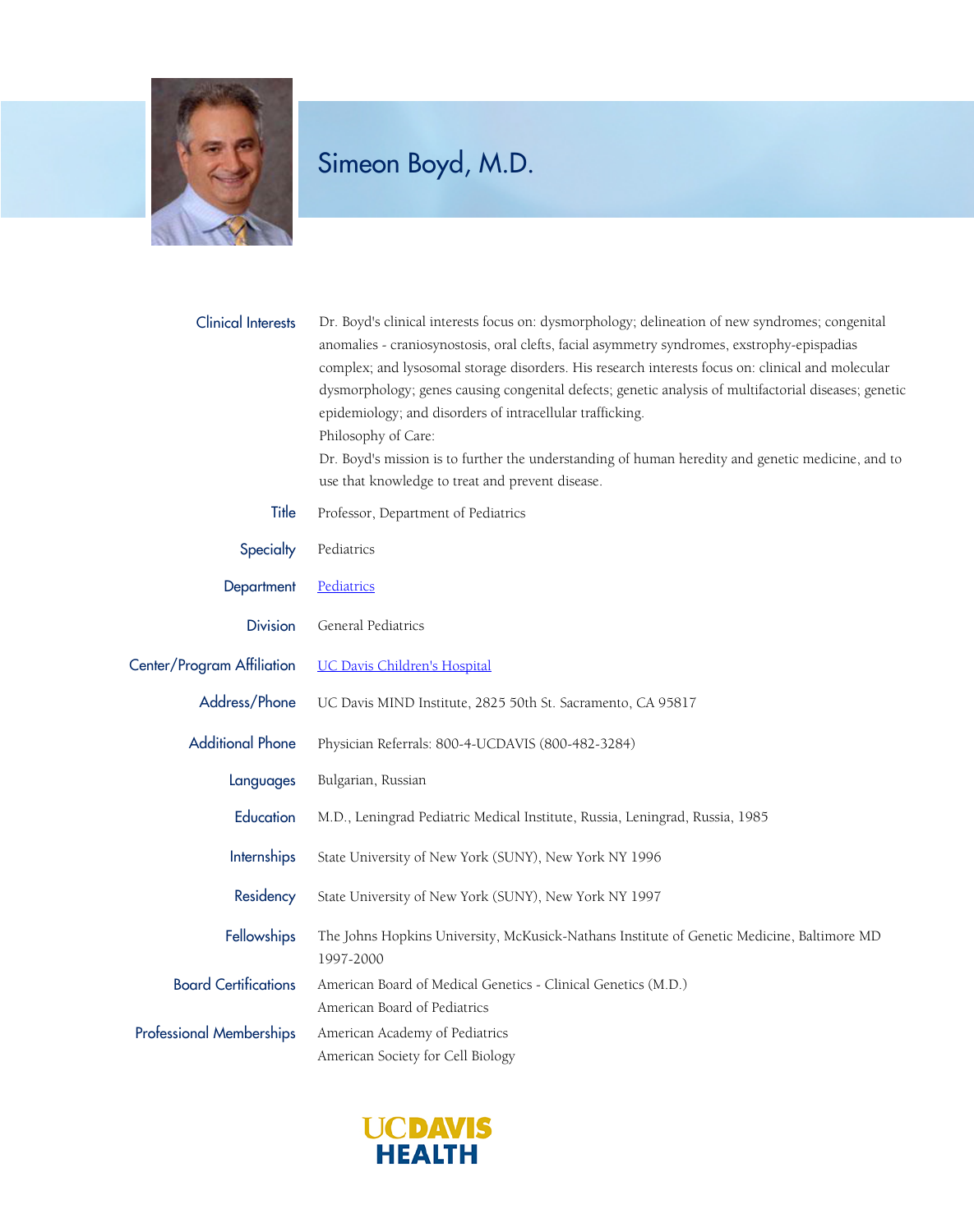# Simeon Boyd, M.D.

| | |
|---|---|
| **Clinical Interests** | Dr. Boyd's clinical interests focus on: dysmorphology; delineation of new syndromes; congenital anomalies - craniosynostosis, oral clefts, facial asymmetry syndromes, exstrophy-epispadias complex; and lysosomal storage disorders. His research interests focus on: clinical and molecular dysmorphology; genes causing congenital defects; genetic analysis of multifactorial diseases; genetic epidemiology; and disorders of intracellular trafficking.<br>Philosophy of Care:<br>Dr. Boyd's mission is to further the understanding of human heredity and genetic medicine, and to use that knowledge to treat and prevent disease. |
| **Title** | Professor, Department of Pediatrics |
| **Specialty** | Pediatrics |
| **Department** | Pediatrics |
| **Division** | General Pediatrics |
| **Center/Program Affiliation** | UC Davis Children's Hospital |
| **Address/Phone** | UC Davis MIND Institute, 2825 50th St. Sacramento, CA 95817 |
| **Additional Phone** | Physician Referrals: 800-4-UCDAVIS (800-482-3284) |
| **Languages** | Bulgarian, Russian |
| **Education** | M.D., Leningrad Pediatric Medical Institute, Russia, Leningrad, Russia, 1985 |
| **Internships** | State University of New York (SUNY), New York NY 1996 |
| **Residency** | State University of New York (SUNY), New York NY 1997 |
| **Fellowships** | The Johns Hopkins University, McKusick-Nathans Institute of Genetic Medicine, Baltimore MD 1997-2000 |
| **Board Certifications** | American Board of Medical Genetics - Clinical Genetics (M.D.)<br>American Board of Pediatrics |
| **Professional Memberships** | American Academy of Pediatrics<br>American Society for Cell Biology |

UC DAVIS HEALTH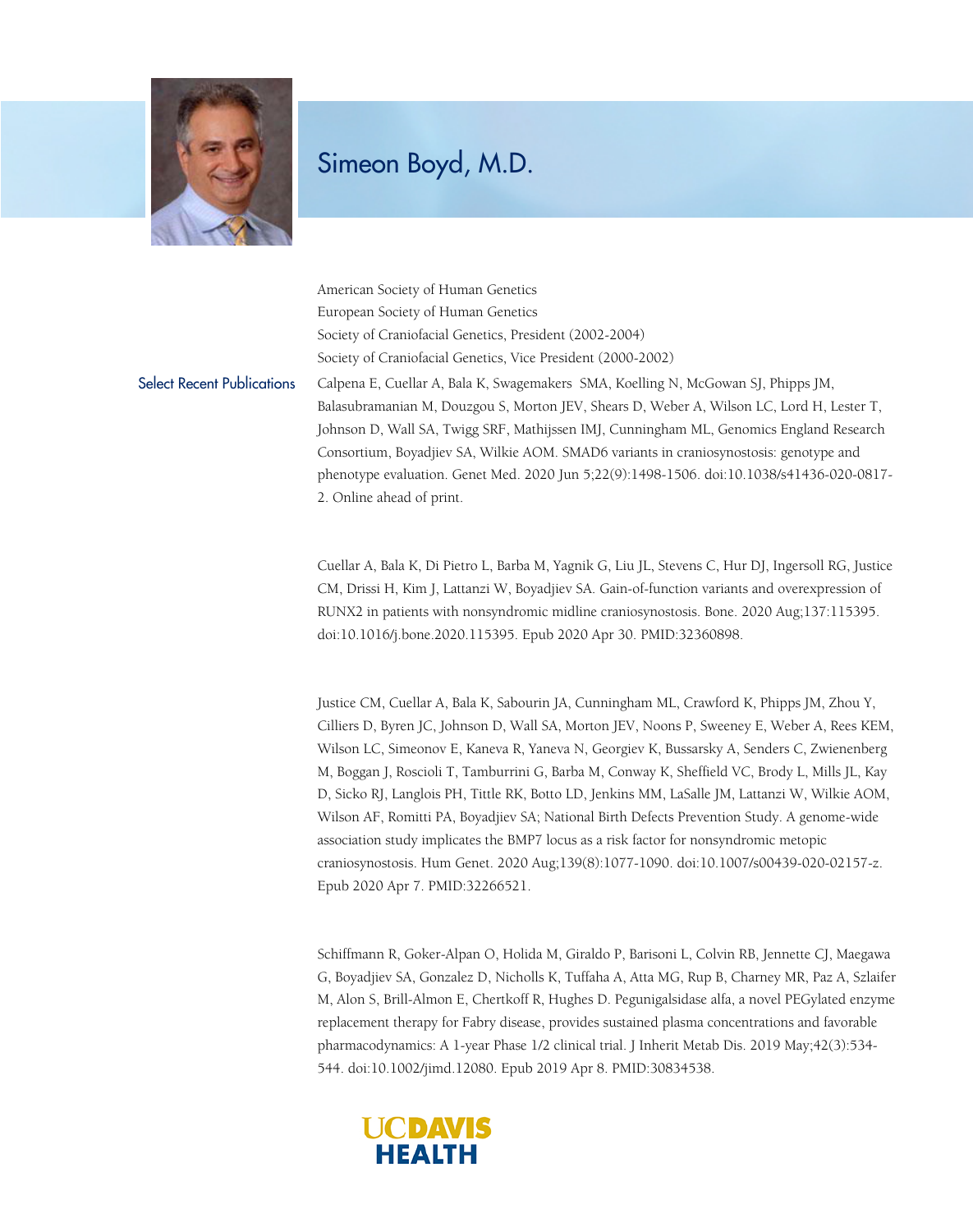# Simeon Boyd, M.D.

American Society of Human Genetics
European Society of Human Genetics
Society of Craniofacial Genetics, President (2002-2004)
Society of Craniofacial Genetics, Vice President (2000-2002)

## Select Recent Publications

Calpena E, Cuellar A, Bala K, Swagemakers SMA, Koelling N, McGowan SJ, Phipps JM, Balasubramanian M, Douzgou S, Morton JEV, Shears D, Weber A, Wilson LC, Lord H, Lester T, Johnson D, Wall SA, Twigg SRF, Mathijssen IMJ, Cunningham ML, Genomics England Research Consortium, Boyadjiev SA, Wilkie AOM. SMAD6 variants in craniosynostosis: genotype and phenotype evaluation. Genet Med. 2020 Jun 5;22(9):1498-1506. doi:10.1038/s41436-020-0817-2. Online ahead of print.

Cuellar A, Bala K, Di Pietro L, Barba M, Yagnik G, Liu JL, Stevens C, Hur DJ, Ingersoll RG, Justice CM, Drissi H, Kim J, Lattanzi W, Boyadjiev SA. Gain-of-function variants and overexpression of RUNX2 in patients with nonsyndromic midline craniosynostosis. Bone. 2020 Aug;137:115395. doi:10.1016/j.bone.2020.115395. Epub 2020 Apr 30. PMID:32360898.

Justice CM, Cuellar A, Bala K, Sabourin JA, Cunningham ML, Crawford K, Phipps JM, Zhou Y, Cilliers D, Byren JC, Johnson D, Wall SA, Morton JEV, Noons P, Sweeney E, Weber A, Rees KEM, Wilson LC, Simeonov E, Kaneva R, Yaneva N, Georgiev K, Bussarsky A, Senders C, Zwienenberg M, Boggan J, Roscioli T, Tamburrini G, Barba M, Conway K, Sheffield VC, Brody L, Mills JL, Kay D, Sicko RJ, Langlois PH, Tittle RK, Botto LD, Jenkins MM, LaSalle JM, Lattanzi W, Wilkie AOM, Wilson AF, Romitti PA, Boyadjiev SA; National Birth Defects Prevention Study. A genome-wide association study implicates the BMP7 locus as a risk factor for nonsyndromic metopic craniosynostosis. Hum Genet. 2020 Aug;139(8):1077-1090. doi:10.1007/s00439-020-02157-z. Epub 2020 Apr 7. PMID:32266521.

Schiffmann R, Goker-Alpan O, Holida M, Giraldo P, Barisoni L, Colvin RB, Jennette CJ, Maegawa G, Boyadjiev SA, Gonzalez D, Nicholls K, Tuffaha A, Atta MG, Rup B, Charney MR, Paz A, Szlaifer M, Alon S, Brill-Almon E, Chertkoff R, Hughes D. Pegunigalsidase alfa, a novel PEGylated enzyme replacement therapy for Fabry disease, provides sustained plasma concentrations and favorable pharmacodynamics: A 1-year Phase 1/2 clinical trial. J Inherit Metab Dis. 2019 May;42(3):534-544. doi:10.1002/jimd.12080. Epub 2019 Apr 8. PMID:30834538.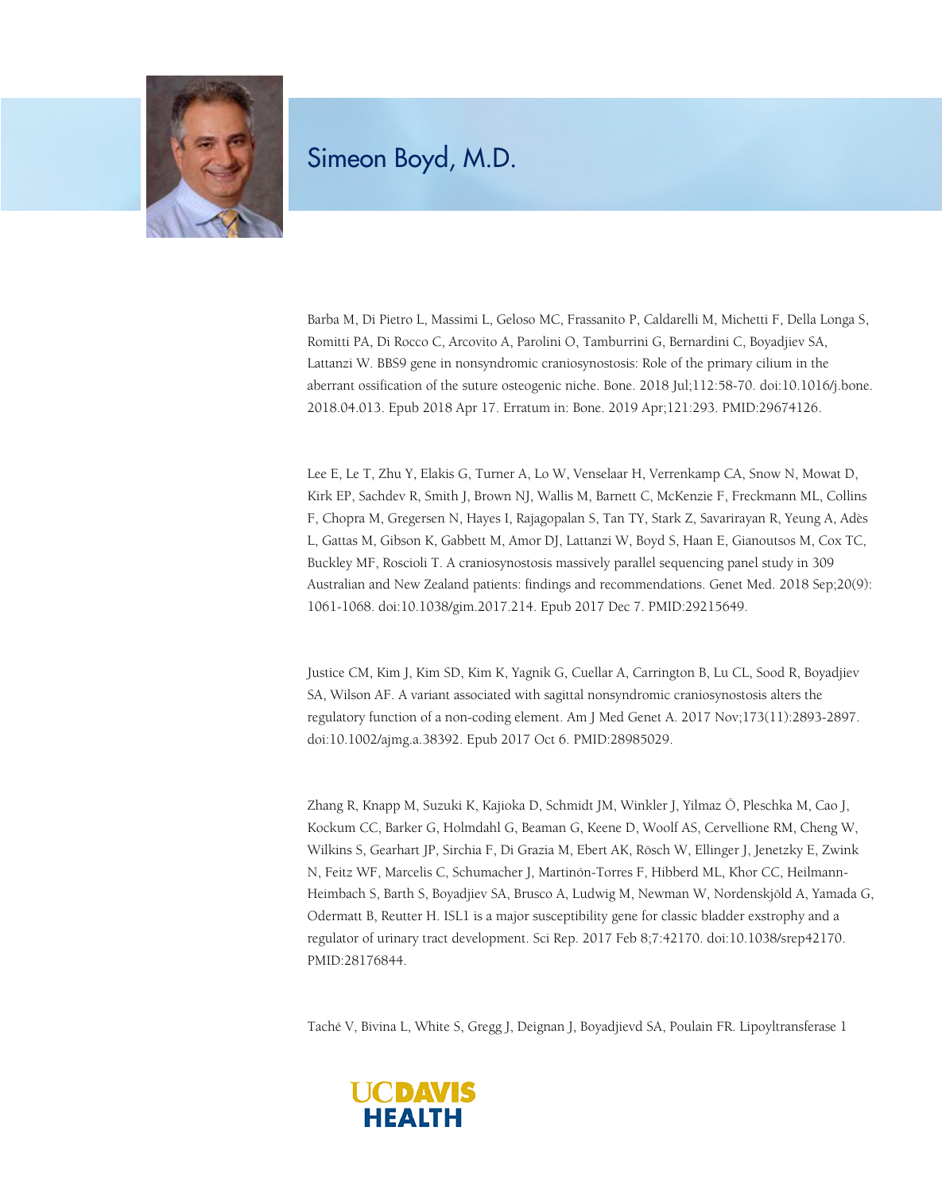# Simeon Boyd, M.D.

Barba M, Di Pietro L, Massimi L, Geloso MC, Frassanito P, Caldarelli M, Michetti F, Della Longa S, Romitti PA, Di Rocco C, Arcovito A, Parolini O, Tamburrini G, Bernardini C, Boyadjiev SA, Lattanzi W. BBS9 gene in nonsyndromic craniosynostosis: Role of the primary cilium in the aberrant ossification of the suture osteogenic niche. Bone. 2018 Jul;112:58-70. doi:10.1016/j.bone.2018.04.013. Epub 2018 Apr 17. Erratum in: Bone. 2019 Apr;121:293. PMID:29674126.

Lee E, Le T, Zhu Y, Elakis G, Turner A, Lo W, Venselaar H, Verrenkamp CA, Snow N, Mowat D, Kirk EP, Sachdev R, Smith J, Brown NJ, Wallis M, Barnett C, McKenzie F, Freckmann ML, Collins F, Chopra M, Gregersen N, Hayes I, Rajagopalan S, Tan TY, Stark Z, Savarirayan R, Yeung A, Adès L, Gattas M, Gibson K, Gabbett M, Amor DJ, Lattanzi W, Boyd S, Haan E, Gianoutsos M, Cox TC, Buckley MF, Roscioli T. A craniosynostosis massively parallel sequencing panel study in 309 Australian and New Zealand patients: findings and recommendations. Genet Med. 2018 Sep;20(9):1061-1068. doi:10.1038/gim.2017.214. Epub 2017 Dec 7. PMID:29215649.

Justice CM, Kim J, Kim SD, Kim K, Yagnik G, Cuellar A, Carrington B, Lu CL, Sood R, Boyadjiev SA, Wilson AF. A variant associated with sagittal nonsyndromic craniosynostosis alters the regulatory function of a non-coding element. Am J Med Genet A. 2017 Nov;173(11):2893-2897. doi:10.1002/ajmg.a.38392. Epub 2017 Oct 6. PMID:28985029.

Zhang R, Knapp M, Suzuki K, Kajioka D, Schmidt JM, Winkler J, Yilmaz Ö, Pleschka M, Cao J, Kockum CC, Barker G, Holmdahl G, Beaman G, Keene D, Woolf AS, Cervellione RM, Cheng W, Wilkins S, Gearhart JP, Sirchia F, Di Grazia M, Ebert AK, Rösch W, Ellinger J, Jenetzky E, Zwink N, Feitz WF, Marcelis C, Schumacher J, Martinón-Torres F, Hibberd ML, Khor CC, Heilmann-Heimbach S, Barth S, Boyadjiev SA, Brusco A, Ludwig M, Newman W, Nordenskjöld A, Yamada G, Odermatt B, Reutter H. ISL1 is a major susceptibility gene for classic bladder exstrophy and a regulator of urinary tract development. Sci Rep. 2017 Feb 8;7:42170. doi:10.1038/srep42170. PMID:28176844.

Taché V, Bivina L, White S, Gregg J, Deignan J, Boyadjievd SA, Poulain FR. Lipoyltransferase 1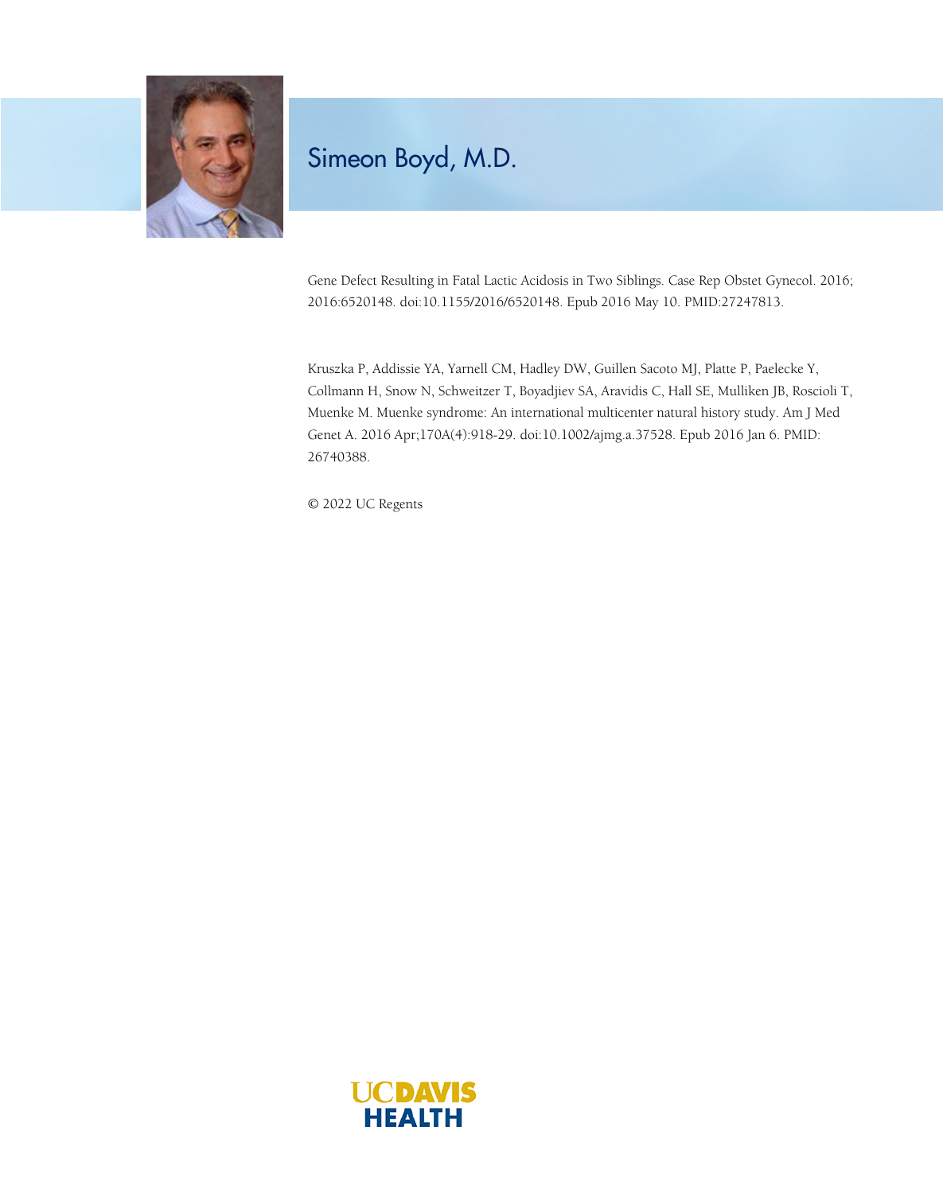# Simeon Boyd, M.D.

Gene Defect Resulting in Fatal Lactic Acidosis in Two Siblings. Case Rep Obstet Gynecol. 2016; 2016:6520148. doi:10.1155/2016/6520148. Epub 2016 May 10. PMID:27247813.

Kruszka P, Addissie YA, Yarnell CM, Hadley DW, Guillen Sacoto MJ, Platte P, Paelecke Y, Collmann H, Snow N, Schweitzer T, Boyadjiev SA, Aravidis C, Hall SE, Mulliken JB, Roscioli T, Muenke M. Muenke syndrome: An international multicenter natural history study. Am J Med Genet A. 2016 Apr;170A(4):918-29. doi:10.1002/ajmg.a.37528. Epub 2016 Jan 6. PMID: 26740388.

© 2022 UC Regents

UC DAVIS HEALTH